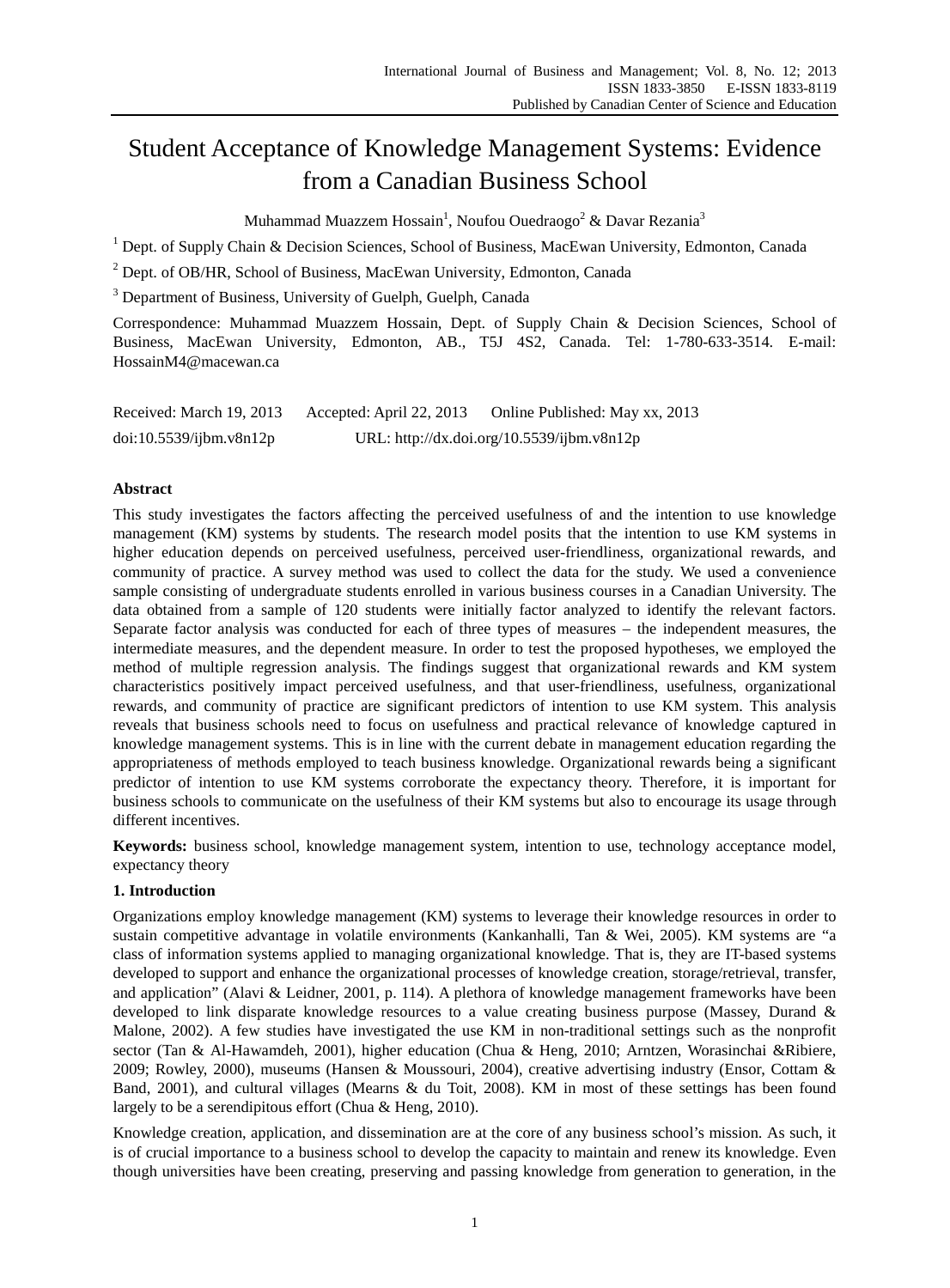# Student Acceptance of Knowledge Management Systems: Evidence from a Canadian Business School

Muhammad Muazzem Hossain[1], Noufou Ouedraogo[2] & Davar Rezania[3]

[1] Dept. of Supply Chain & Decision Sciences, School of Business, MacEwan University, Edmonton, Canada

[2] Dept. of OB/HR, School of Business, MacEwan University, Edmonton, Canada

[3] Department of Business, University of Guelph, Guelph, Canada

Correspondence: Muhammad Muazzem Hossain, Dept. of Supply Chain & Decision Sciences, School of Business, MacEwan University, Edmonton, AB., T5J 4S2, Canada. Tel: 1-780-633-3514. E-mail: HossainM4@macewan.ca

Received: March 19, 2013 Accepted: April 22, 2013 Online Published: May xx, 2013

doi:10.5539/ijbm.v8n12p URL: http://dx.doi.org/10.5539/ijbm.v8n12p

**Abstract**

This study investigates the factors affecting the perceived usefulness of and the intention to use knowledge management (KM) systems by students. The research model posits that the intention to use KM systems in higher education depends on perceived usefulness, perceived user-friendliness, organizational rewards, and community of practice. A survey method was used to collect the data for the study. We used a convenience sample consisting of undergraduate students enrolled in various business courses in a Canadian University. The data obtained from a sample of 120 students were initially factor analyzed to identify the relevant factors. Separate factor analysis was conducted for each of three types of measures – the independent measures, the intermediate measures, and the dependent measure. In order to test the proposed hypotheses, we employed the method of multiple regression analysis. The findings suggest that organizational rewards and KM system characteristics positively impact perceived usefulness, and that user-friendliness, usefulness, organizational rewards, and community of practice are significant predictors of intention to use KM system. This analysis reveals that business schools need to focus on usefulness and practical relevance of knowledge captured in knowledge management systems. This is in line with the current debate in management education regarding the appropriateness of methods employed to teach business knowledge. Organizational rewards being a significant predictor of intention to use KM systems corroborate the expectancy theory. Therefore, it is important for business schools to communicate on the usefulness of their KM systems but also to encourage its usage through different incentives.

**Keywords:** business school, knowledge management system, intention to use, technology acceptance model, expectancy theory

## 1. Introduction

Organizations employ knowledge management (KM) systems to leverage their knowledge resources in order to sustain competitive advantage in volatile environments (Kankanhalli, Tan & Wei, 2005). KM systems are "a class of information systems applied to managing organizational knowledge. That is, they are IT-based systems developed to support and enhance the organizational processes of knowledge creation, storage/retrieval, transfer, and application" (Alavi & Leidner, 2001, p. 114). A plethora of knowledge management frameworks have been developed to link disparate knowledge resources to a value creating business purpose (Massey, Durand & Malone, 2002). A few studies have investigated the use KM in non-traditional settings such as the nonprofit sector (Tan & Al-Hawamdeh, 2001), higher education (Chua & Heng, 2010; Arntzen, Worasinchai &Ribiere, 2009; Rowley, 2000), museums (Hansen & Moussouri, 2004), creative advertising industry (Ensor, Cottam & Band, 2001), and cultural villages (Mearns & du Toit, 2008). KM in most of these settings has been found largely to be a serendipitous effort (Chua & Heng, 2010).

Knowledge creation, application, and dissemination are at the core of any business school's mission. As such, it is of crucial importance to a business school to develop the capacity to maintain and renew its knowledge. Even though universities have been creating, preserving and passing knowledge from generation to generation, in the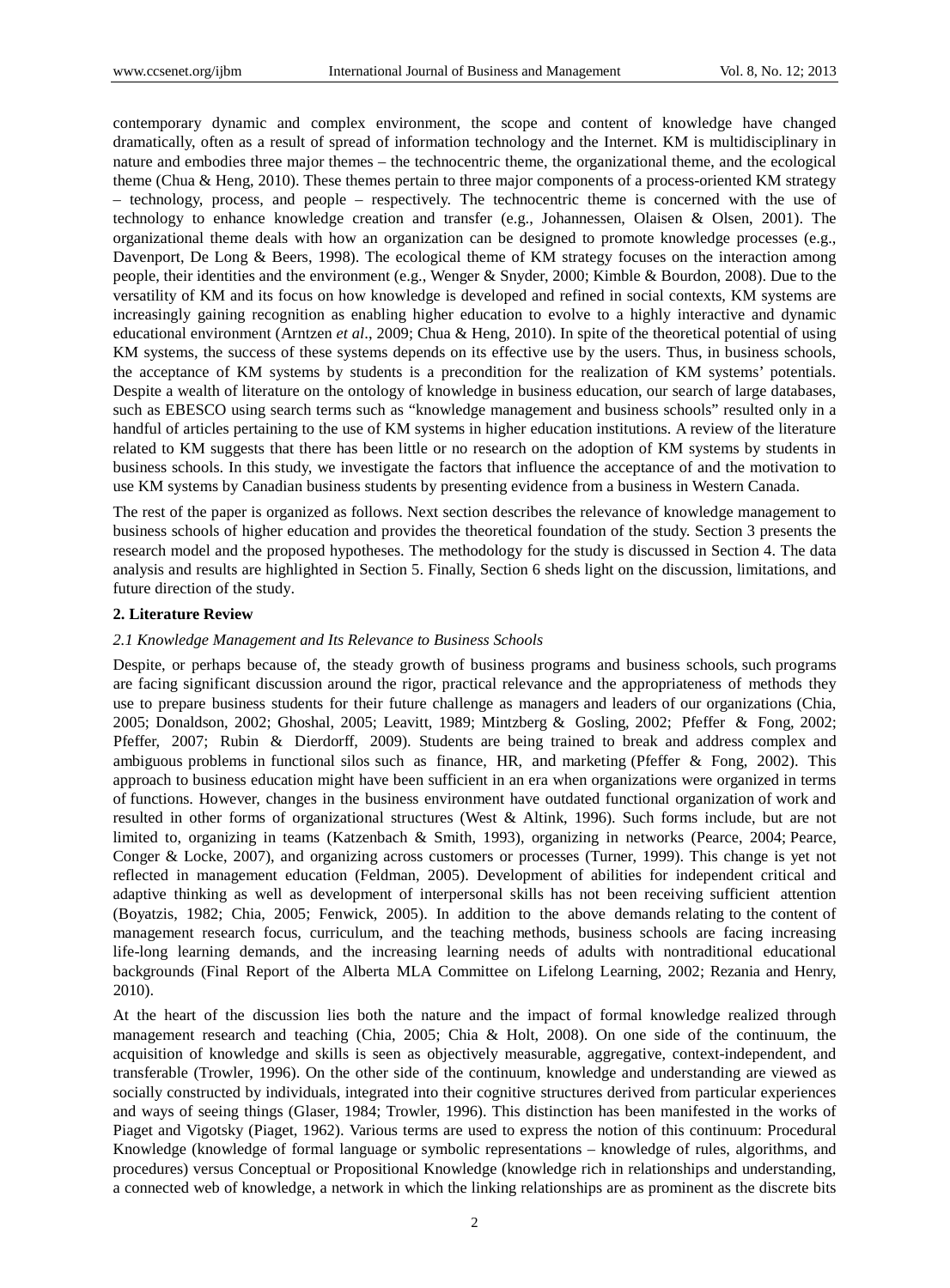contemporary dynamic and complex environment, the scope and content of knowledge have changed dramatically, often as a result of spread of information technology and the Internet. KM is multidisciplinary in nature and embodies three major themes – the technocentric theme, the organizational theme, and the ecological theme (Chua & Heng, 2010). These themes pertain to three major components of a process-oriented KM strategy – technology, process, and people – respectively. The technocentric theme is concerned with the use of technology to enhance knowledge creation and transfer (e.g., Johannessen, Olaisen & Olsen, 2001). The organizational theme deals with how an organization can be designed to promote knowledge processes (e.g., Davenport, De Long & Beers, 1998). The ecological theme of KM strategy focuses on the interaction among people, their identities and the environment (e.g., Wenger & Snyder, 2000; Kimble & Bourdon, 2008). Due to the versatility of KM and its focus on how knowledge is developed and refined in social contexts, KM systems are increasingly gaining recognition as enabling higher education to evolve to a highly interactive and dynamic educational environment (Arntzen *et al*., 2009; Chua & Heng, 2010). In spite of the theoretical potential of using KM systems, the success of these systems depends on its effective use by the users. Thus, in business schools, the acceptance of KM systems by students is a precondition for the realization of KM systems' potentials. Despite a wealth of literature on the ontology of knowledge in business education, our search of large databases, such as EBESCO using search terms such as "knowledge management and business schools" resulted only in a handful of articles pertaining to the use of KM systems in higher education institutions. A review of the literature related to KM suggests that there has been little or no research on the adoption of KM systems by students in business schools. In this study, we investigate the factors that influence the acceptance of and the motivation to use KM systems by Canadian business students by presenting evidence from a business in Western Canada.

The rest of the paper is organized as follows. Next section describes the relevance of knowledge management to business schools of higher education and provides the theoretical foundation of the study. Section 3 presents the research model and the proposed hypotheses. The methodology for the study is discussed in Section 4. The data analysis and results are highlighted in Section 5. Finally, Section 6 sheds light on the discussion, limitations, and future direction of the study.

## 2. Literature Review

### *2.1 Knowledge Management and Its Relevance to Business Schools*

Despite, or perhaps because of, the steady growth of business programs and business schools, such programs are facing significant discussion around the rigor, practical relevance and the appropriateness of methods they use to prepare business students for their future challenge as managers and leaders of our organizations (Chia, 2005; Donaldson, 2002; Ghoshal, 2005; Leavitt, 1989; Mintzberg & Gosling, 2002; Pfeffer & Fong, 2002; Pfeffer, 2007; Rubin & Dierdorff, 2009). Students are being trained to break and address complex and ambiguous problems in functional silos such as finance, HR, and marketing (Pfeffer & Fong, 2002). This approach to business education might have been sufficient in an era when organizations were organized in terms of functions. However, changes in the business environment have outdated functional organization of work and resulted in other forms of organizational structures (West & Altink, 1996). Such forms include, but are not limited to, organizing in teams (Katzenbach & Smith, 1993), organizing in networks (Pearce, 2004; Pearce, Conger & Locke, 2007), and organizing across customers or processes (Turner, 1999). This change is yet not reflected in management education (Feldman, 2005). Development of abilities for independent critical and adaptive thinking as well as development of interpersonal skills has not been receiving sufficient attention (Boyatzis, 1982; Chia, 2005; Fenwick, 2005). In addition to the above demands relating to the content of management research focus, curriculum, and the teaching methods, business schools are facing increasing life-long learning demands, and the increasing learning needs of adults with nontraditional educational backgrounds (Final Report of the Alberta MLA Committee on Lifelong Learning, 2002; Rezania and Henry, 2010).

At the heart of the discussion lies both the nature and the impact of formal knowledge realized through management research and teaching (Chia, 2005; Chia & Holt, 2008). On one side of the continuum, the acquisition of knowledge and skills is seen as objectively measurable, aggregative, context-independent, and transferable (Trowler, 1996). On the other side of the continuum, knowledge and understanding are viewed as socially constructed by individuals, integrated into their cognitive structures derived from particular experiences and ways of seeing things (Glaser, 1984; Trowler, 1996). This distinction has been manifested in the works of Piaget and Vigotsky (Piaget, 1962). Various terms are used to express the notion of this continuum: Procedural Knowledge (knowledge of formal language or symbolic representations – knowledge of rules, algorithms, and procedures) versus Conceptual or Propositional Knowledge (knowledge rich in relationships and understanding, a connected web of knowledge, a network in which the linking relationships are as prominent as the discrete bits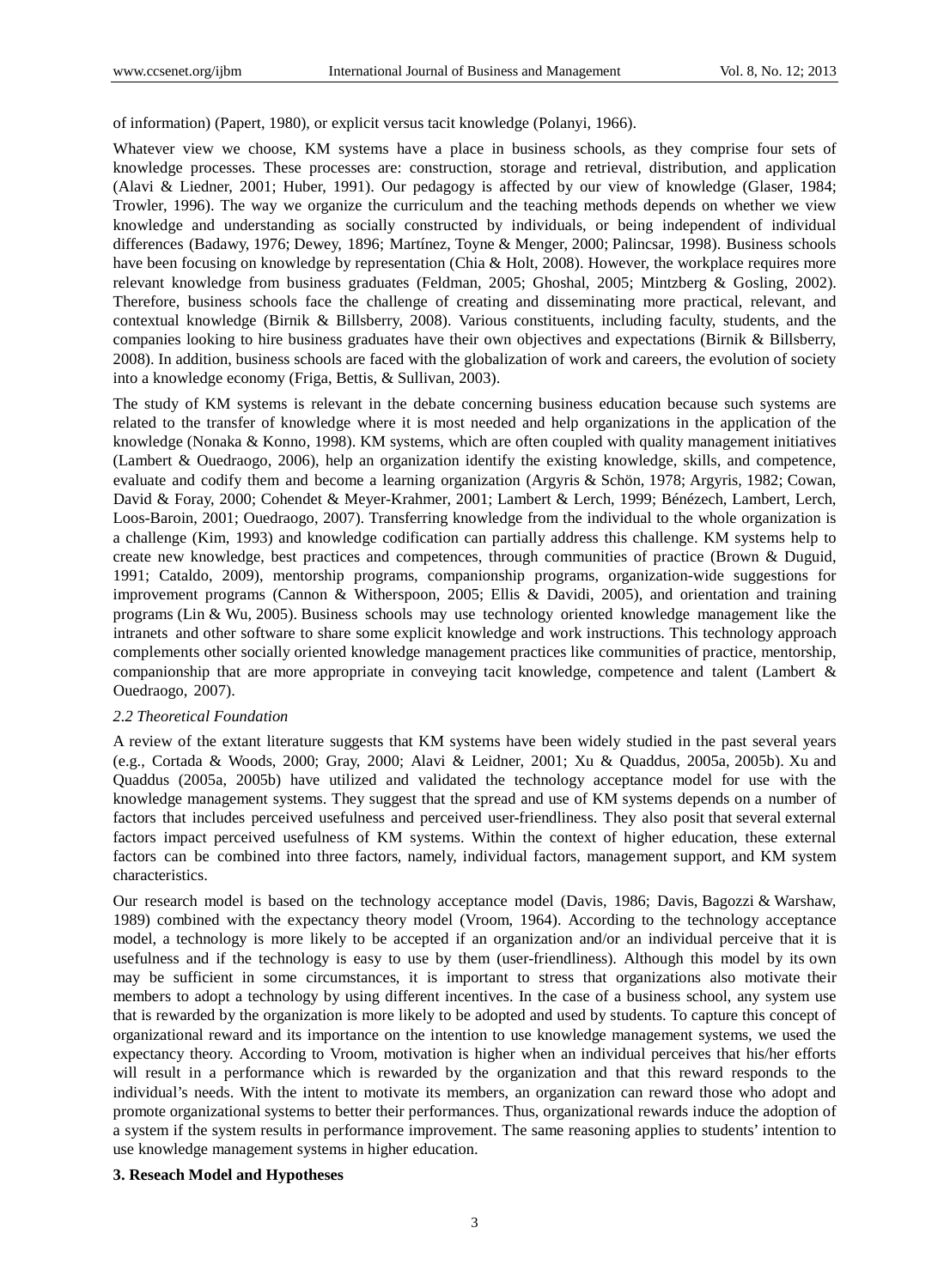of information) (Papert, 1980), or explicit versus tacit knowledge (Polanyi, 1966).

Whatever view we choose, KM systems have a place in business schools, as they comprise four sets of knowledge processes. These processes are: construction, storage and retrieval, distribution, and application (Alavi & Liedner, 2001; Huber, 1991). Our pedagogy is affected by our view of knowledge (Glaser, 1984; Trowler, 1996). The way we organize the curriculum and the teaching methods depends on whether we view knowledge and understanding as socially constructed by individuals, or being independent of individual differences (Badawy, 1976; Dewey, 1896; Martínez, Toyne & Menger, 2000; Palincsar, 1998). Business schools have been focusing on knowledge by representation (Chia & Holt, 2008). However, the workplace requires more relevant knowledge from business graduates (Feldman, 2005; Ghoshal, 2005; Mintzberg & Gosling, 2002). Therefore, business schools face the challenge of creating and disseminating more practical, relevant, and contextual knowledge (Birnik & Billsberry, 2008). Various constituents, including faculty, students, and the companies looking to hire business graduates have their own objectives and expectations (Birnik & Billsberry, 2008). In addition, business schools are faced with the globalization of work and careers, the evolution of society into a knowledge economy (Friga, Bettis, & Sullivan, 2003).

The study of KM systems is relevant in the debate concerning business education because such systems are related to the transfer of knowledge where it is most needed and help organizations in the application of the knowledge (Nonaka & Konno, 1998). KM systems, which are often coupled with quality management initiatives (Lambert & Ouedraogo, 2006), help an organization identify the existing knowledge, skills, and competence, evaluate and codify them and become a learning organization (Argyris & Schön, 1978; Argyris, 1982; Cowan, David & Foray, 2000; Cohendet & Meyer-Krahmer, 2001; Lambert & Lerch, 1999; Bénézech, Lambert, Lerch, Loos-Baroin, 2001; Ouedraogo, 2007). Transferring knowledge from the individual to the whole organization is a challenge (Kim, 1993) and knowledge codification can partially address this challenge. KM systems help to create new knowledge, best practices and competences, through communities of practice (Brown & Duguid, 1991; Cataldo, 2009), mentorship programs, companionship programs, organization-wide suggestions for improvement programs (Cannon & Witherspoon, 2005; Ellis & Davidi, 2005), and orientation and training programs (Lin & Wu, 2005). Business schools may use technology oriented knowledge management like the intranets and other software to share some explicit knowledge and work instructions. This technology approach complements other socially oriented knowledge management practices like communities of practice, mentorship, companionship that are more appropriate in conveying tacit knowledge, competence and talent (Lambert & Ouedraogo, 2007).

*2.2 Theoretical Foundation*

A review of the extant literature suggests that KM systems have been widely studied in the past several years (e.g., Cortada & Woods, 2000; Gray, 2000; Alavi & Leidner, 2001; Xu & Quaddus, 2005a, 2005b). Xu and Quaddus (2005a, 2005b) have utilized and validated the technology acceptance model for use with the knowledge management systems. They suggest that the spread and use of KM systems depends on a number of factors that includes perceived usefulness and perceived user-friendliness. They also posit that several external factors impact perceived usefulness of KM systems. Within the context of higher education, these external factors can be combined into three factors, namely, individual factors, management support, and KM system characteristics.

Our research model is based on the technology acceptance model (Davis, 1986; Davis, Bagozzi & Warshaw, 1989) combined with the expectancy theory model (Vroom, 1964). According to the technology acceptance model, a technology is more likely to be accepted if an organization and/or an individual perceive that it is usefulness and if the technology is easy to use by them (user-friendliness). Although this model by its own may be sufficient in some circumstances, it is important to stress that organizations also motivate their members to adopt a technology by using different incentives. In the case of a business school, any system use that is rewarded by the organization is more likely to be adopted and used by students. To capture this concept of organizational reward and its importance on the intention to use knowledge management systems, we used the expectancy theory. According to Vroom, motivation is higher when an individual perceives that his/her efforts will result in a performance which is rewarded by the organization and that this reward responds to the individual's needs. With the intent to motivate its members, an organization can reward those who adopt and promote organizational systems to better their performances. Thus, organizational rewards induce the adoption of a system if the system results in performance improvement. The same reasoning applies to students' intention to use knowledge management systems in higher education.

## 3. Reseach Model and Hypotheses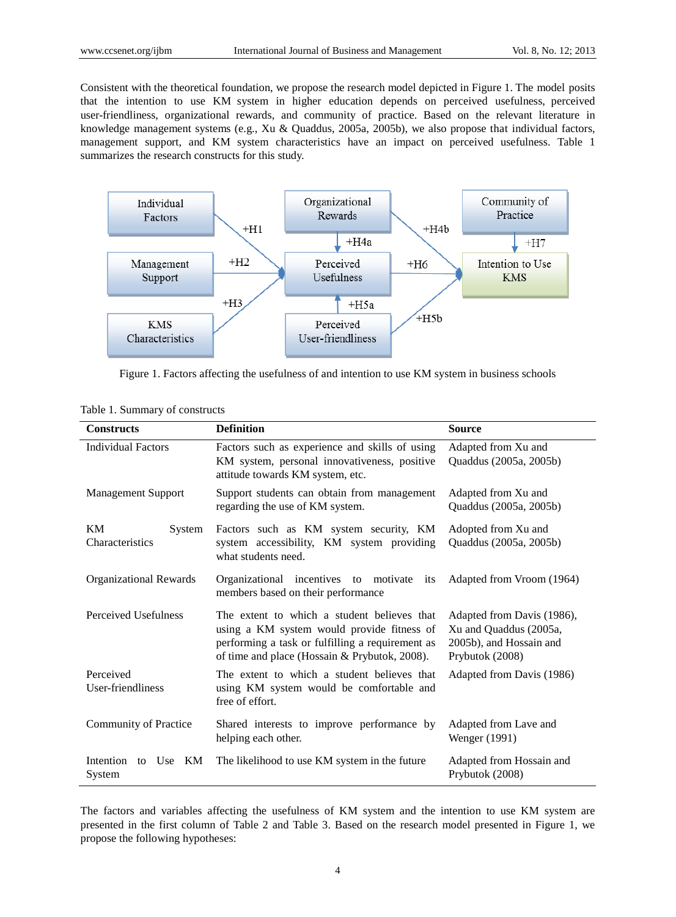Consistent with the theoretical foundation, we propose the research model depicted in Figure 1. The model posits that the intention to use KM system in higher education depends on perceived usefulness, perceived user-friendliness, organizational rewards, and community of practice. Based on the relevant literature in knowledge management systems (e.g., Xu & Quaddus, 2005a, 2005b), we also propose that individual factors, management support, and KM system characteristics have an impact on perceived usefulness. Table 1 summarizes the research constructs for this study.

Figure 1. Factors affecting the usefulness of and intention to use KM system in business schools

Table 1. Summary of constructs

| Constructs | Definition | Source |
|---|---|---|
| Individual Factors | Factors such as experience and skills of using KM system, personal innovativeness, positive attitude towards KM system, etc. | Adapted from Xu and Quaddus (2005a, 2005b) |
| Management Support | Support students can obtain from management regarding the use of KM system. | Adapted from Xu and Quaddus (2005a, 2005b) |
| KM System Characteristics | Factors such as KM system security, KM system accessibility, KM system providing what students need. | Adopted from Xu and Quaddus (2005a, 2005b) |
| Organizational Rewards | Organizational incentives to motivate its members based on their performance | Adapted from Vroom (1964) |
| Perceived Usefulness | The extent to which a student believes that using a KM system would provide fitness of performing a task or fulfilling a requirement as of time and place (Hossain & Prybutok, 2008). | Adapted from Davis (1986), Xu and Quaddus (2005a, 2005b), and Hossain and Prybutok (2008) |
| Perceived User-friendliness | The extent to which a student believes that using KM system would be comfortable and free of effort. | Adapted from Davis (1986) |
| Community of Practice | Shared interests to improve performance by helping each other. | Adapted from Lave and Wenger (1991) |
| Intention to Use KM System | The likelihood to use KM system in the future | Adapted from Hossain and Prybutok (2008) |

The factors and variables affecting the usefulness of KM system and the intention to use KM system are presented in the first column of Table 2 and Table 3. Based on the research model presented in Figure 1, we propose the following hypotheses: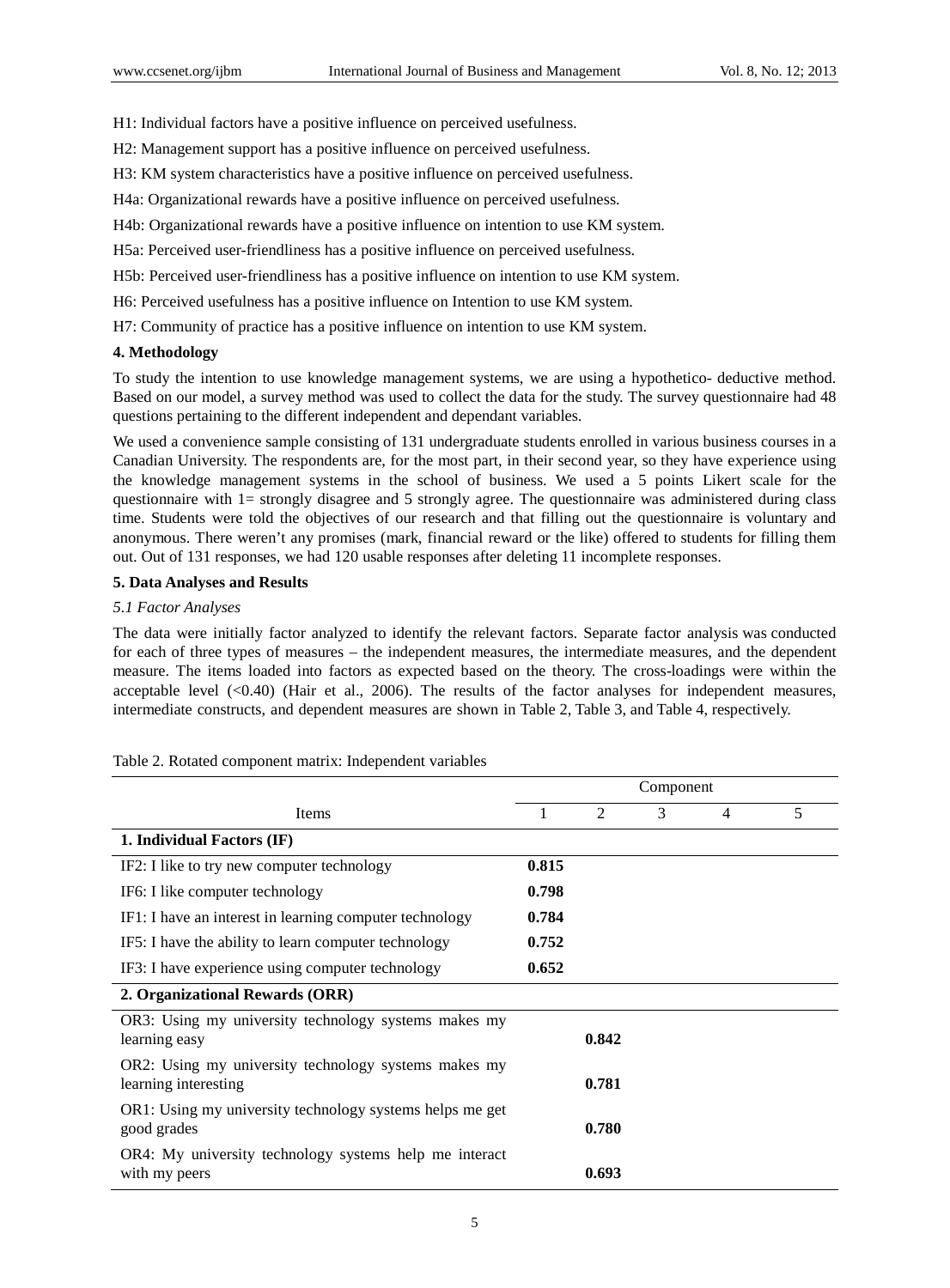H1: Individual factors have a positive influence on perceived usefulness.

H2: Management support has a positive influence on perceived usefulness.

H3: KM system characteristics have a positive influence on perceived usefulness.

H4a: Organizational rewards have a positive influence on perceived usefulness.

H4b: Organizational rewards have a positive influence on intention to use KM system.

H5a: Perceived user-friendliness has a positive influence on perceived usefulness.

H5b: Perceived user-friendliness has a positive influence on intention to use KM system.

H6: Perceived usefulness has a positive influence on Intention to use KM system.

H7: Community of practice has a positive influence on intention to use KM system.

## 4. Methodology

To study the intention to use knowledge management systems, we are using a hypothetico- deductive method. Based on our model, a survey method was used to collect the data for the study. The survey questionnaire had 48 questions pertaining to the different independent and dependant variables.

We used a convenience sample consisting of 131 undergraduate students enrolled in various business courses in a Canadian University. The respondents are, for the most part, in their second year, so they have experience using the knowledge management systems in the school of business. We used a 5 points Likert scale for the questionnaire with 1= strongly disagree and 5 strongly agree. The questionnaire was administered during class time. Students were told the objectives of our research and that filling out the questionnaire is voluntary and anonymous. There weren't any promises (mark, financial reward or the like) offered to students for filling them out. Out of 131 responses, we had 120 usable responses after deleting 11 incomplete responses.

## 5. Data Analyses and Results

### *5.1 Factor Analyses*

The data were initially factor analyzed to identify the relevant factors. Separate factor analysis was conducted for each of three types of measures – the independent measures, the intermediate measures, and the dependent measure. The items loaded into factors as expected based on the theory. The cross-loadings were within the acceptable level (<0.40) (Hair et al., 2006). The results of the factor analyses for independent measures, intermediate constructs, and dependent measures are shown in Table 2, Table 3, and Table 4, respectively.

Table 2. Rotated component matrix: Independent variables

| Items | Component | | | | |
|---|---|---|---|---|---|
| | 1 | 2 | 3 | 4 | 5 |
| **1. Individual Factors (IF)** | | | | | |
| IF2: I like to try new computer technology | **0.815** | | | | |
| IF6: I like computer technology | **0.798** | | | | |
| IF1: I have an interest in learning computer technology | **0.784** | | | | |
| IF5: I have the ability to learn computer technology | **0.752** | | | | |
| IF3: I have experience using computer technology | **0.652** | | | | |
| **2. Organizational Rewards (ORR)** | | | | | |
| OR3: Using my university technology systems makes my learning easy | | **0.842** | | | |
| OR2: Using my university technology systems makes my learning interesting | | **0.781** | | | |
| OR1: Using my university technology systems helps me get good grades | | **0.780** | | | |
| OR4: My university technology systems help me interact with my peers | | **0.693** | | | |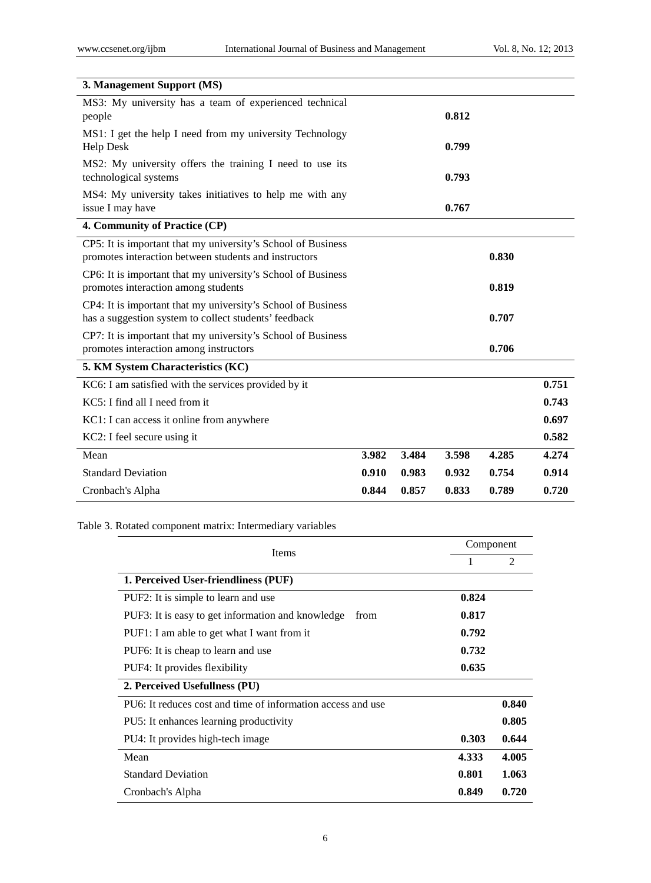| | | | | | |
|---|---|---|---|---|---|
| **3. Management Support (MS)** | | | | | |
| MS3: My university has a team of experienced technical people | | | **0.812** | | |
| MS1: I get the help I need from my university Technology Help Desk | | | **0.799** | | |
| MS2: My university offers the training I need to use its technological systems | | | **0.793** | | |
| MS4: My university takes initiatives to help me with any issue I may have | | | **0.767** | | |
| **4. Community of Practice (CP)** | | | | | |
| CP5: It is important that my university's School of Business promotes interaction between students and instructors | | | | **0.830** | |
| CP6: It is important that my university's School of Business promotes interaction among students | | | | **0.819** | |
| CP4: It is important that my university's School of Business has a suggestion system to collect students' feedback | | | | **0.707** | |
| CP7: It is important that my university's School of Business promotes interaction among instructors | | | | **0.706** | |
| **5. KM System Characteristics (KC)** | | | | | |
| KC6: I am satisfied with the services provided by it | | | | | **0.751** |
| KC5: I find all I need from it | | | | | **0.743** |
| KC1: I can access it online from anywhere | | | | | **0.697** |
| KC2: I feel secure using it | | | | | **0.582** |
| Mean | **3.982** | **3.484** | **3.598** | **4.285** | **4.274** |
| Standard Deviation | **0.910** | **0.983** | **0.932** | **0.754** | **0.914** |
| Cronbach's Alpha | **0.844** | **0.857** | **0.833** | **0.789** | **0.720** |

Table 3. Rotated component matrix: Intermediary variables

| Items | Component | |
|---|---|---|
| | 1 | 2 |
| **1. Perceived User-friendliness (PUF)** | | |
| PUF2: It is simple to learn and use | **0.824** | |
| PUF3: It is easy to get information and knowledge from | **0.817** | |
| PUF1: I am able to get what I want from it | **0.792** | |
| PUF6: It is cheap to learn and use | **0.732** | |
| PUF4: It provides flexibility | **0.635** | |
| **2. Perceived Usefullness (PU)** | | |
| PU6: It reduces cost and time of information access and use | | **0.840** |
| PU5: It enhances learning productivity | | **0.805** |
| PU4: It provides high-tech image | **0.303** | **0.644** |
| Mean | **4.333** | **4.005** |
| Standard Deviation | **0.801** | **1.063** |
| Cronbach's Alpha | **0.849** | **0.720** |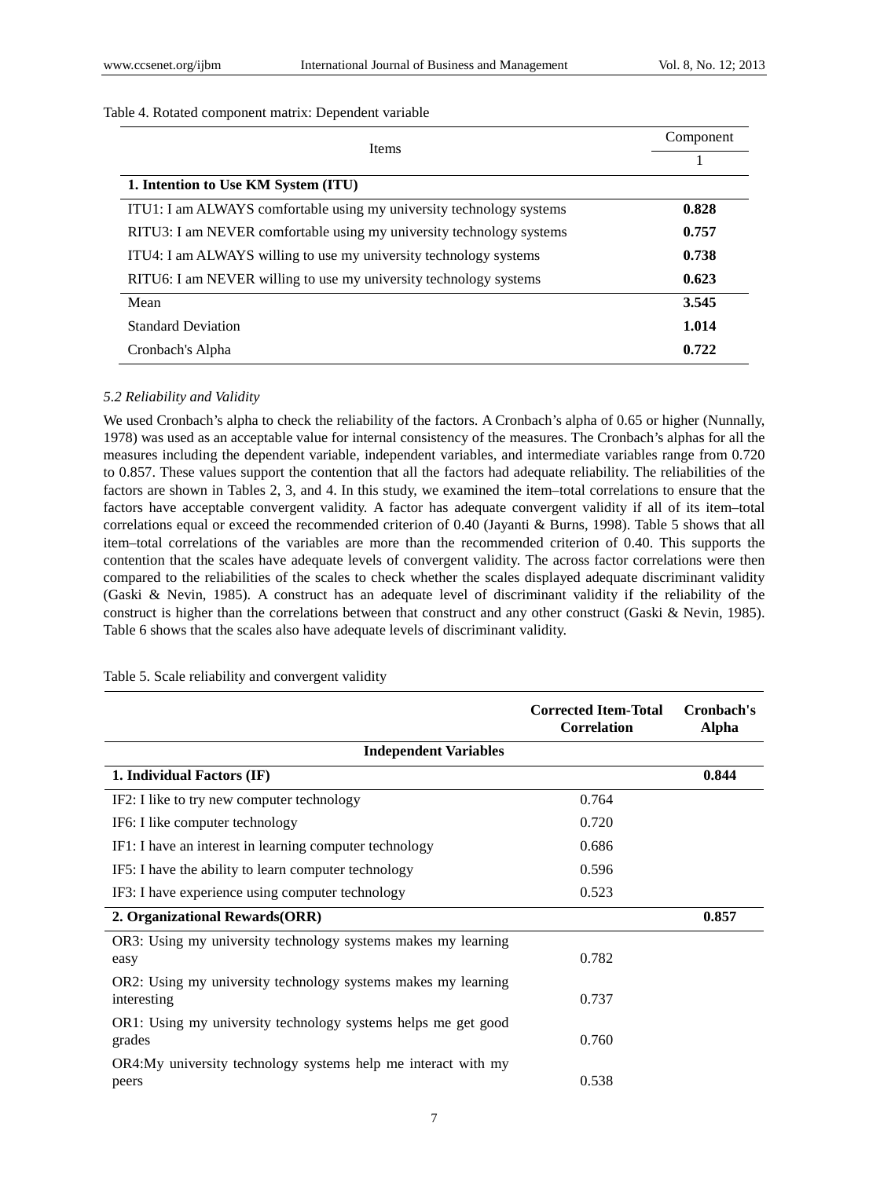Table 4. Rotated component matrix: Dependent variable

| Items | Component |
|---|---|
| | 1 |
| **1. Intention to Use KM System (ITU)** | |
| ITU1: I am ALWAYS comfortable using my university technology systems | **0.828** |
| RITU3: I am NEVER comfortable using my university technology systems | **0.757** |
| ITU4: I am ALWAYS willing to use my university technology systems | **0.738** |
| RITU6: I am NEVER willing to use my university technology systems | **0.623** |
| Mean | **3.545** |
| Standard Deviation | **1.014** |
| Cronbach's Alpha | **0.722** |

### *5.2 Reliability and Validity*

We used Cronbach's alpha to check the reliability of the factors. A Cronbach's alpha of 0.65 or higher (Nunnally, 1978) was used as an acceptable value for internal consistency of the measures. The Cronbach's alphas for all the measures including the dependent variable, independent variables, and intermediate variables range from 0.720 to 0.857. These values support the contention that all the factors had adequate reliability. The reliabilities of the factors are shown in Tables 2, 3, and 4. In this study, we examined the item–total correlations to ensure that the factors have acceptable convergent validity. A factor has adequate convergent validity if all of its item–total correlations equal or exceed the recommended criterion of 0.40 (Jayanti & Burns, 1998). Table 5 shows that all item–total correlations of the variables are more than the recommended criterion of 0.40. This supports the contention that the scales have adequate levels of convergent validity. The across factor correlations were then compared to the reliabilities of the scales to check whether the scales displayed adequate discriminant validity (Gaski & Nevin, 1985). A construct has an adequate level of discriminant validity if the reliability of the construct is higher than the correlations between that construct and any other construct (Gaski & Nevin, 1985). Table 6 shows that the scales also have adequate levels of discriminant validity.

Table 5. Scale reliability and convergent validity

| | **Corrected Item-Total Correlation** | **Cronbach's Alpha** |
|---|---|---|
| **Independent Variables** | | |
| **1. Individual Factors (IF)** | | **0.844** |
| IF2: I like to try new computer technology | 0.764 | |
| IF6: I like computer technology | 0.720 | |
| IF1: I have an interest in learning computer technology | 0.686 | |
| IF5: I have the ability to learn computer technology | 0.596 | |
| IF3: I have experience using computer technology | 0.523 | |
| **2. Organizational Rewards(ORR)** | | **0.857** |
| OR3: Using my university technology systems makes my learning easy | 0.782 | |
| OR2: Using my university technology systems makes my learning interesting | 0.737 | |
| OR1: Using my university technology systems helps me get good grades | 0.760 | |
| OR4:My university technology systems help me interact with my peers | 0.538 | |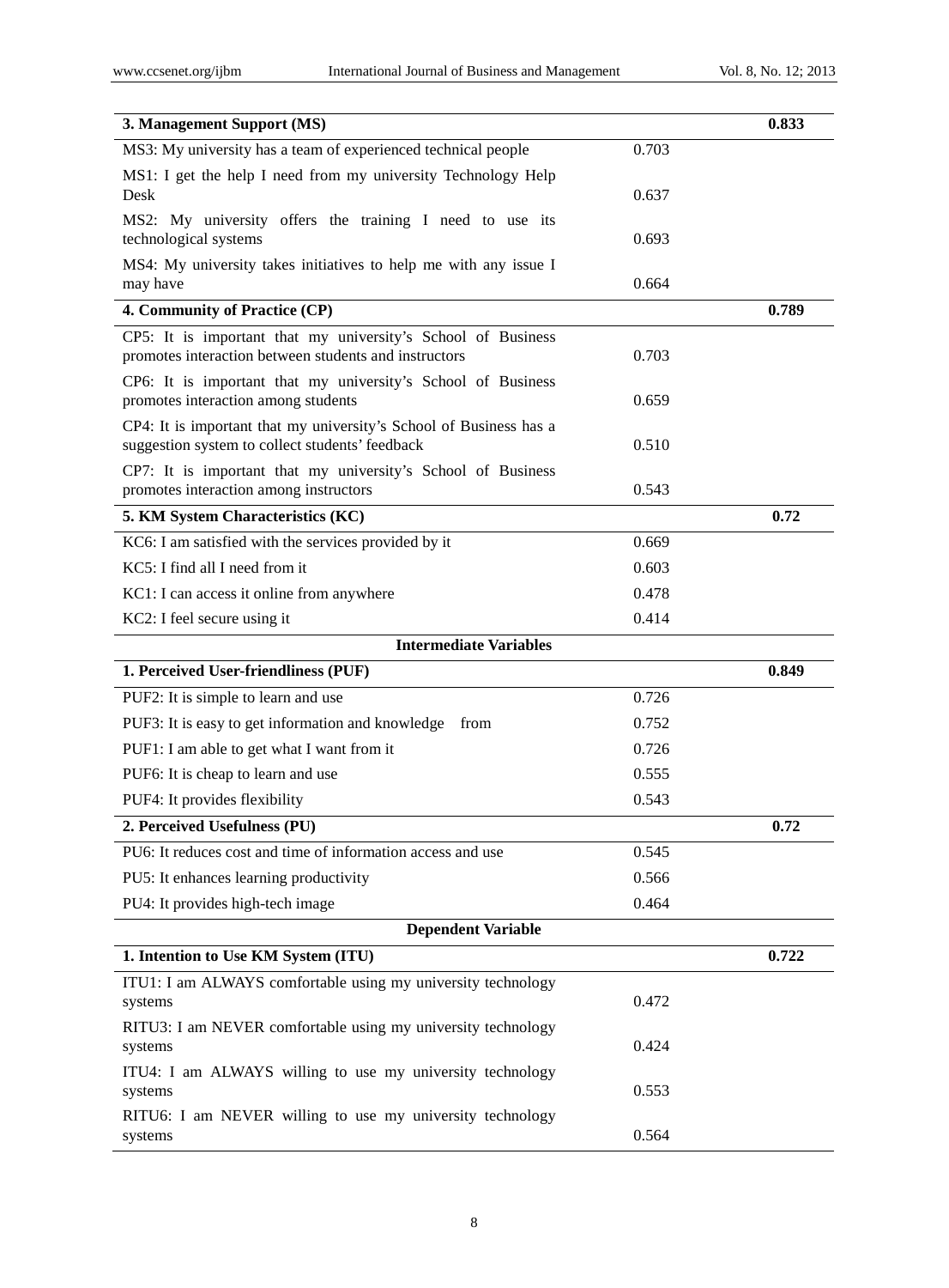| | | |
|---|---|---|
| **3. Management Support (MS)** | | **0.833** |
| MS3: My university has a team of experienced technical people | 0.703 | |
| MS1: I get the help I need from my university Technology Help Desk | 0.637 | |
| MS2: My university offers the training I need to use its technological systems | 0.693 | |
| MS4: My university takes initiatives to help me with any issue I may have | 0.664 | |
| **4. Community of Practice (CP)** | | **0.789** |
| CP5: It is important that my university's School of Business promotes interaction between students and instructors | 0.703 | |
| CP6: It is important that my university's School of Business promotes interaction among students | 0.659 | |
| CP4: It is important that my university's School of Business has a suggestion system to collect students' feedback | 0.510 | |
| CP7: It is important that my university's School of Business promotes interaction among instructors | 0.543 | |
| **5. KM System Characteristics (KC)** | | **0.72** |
| KC6: I am satisfied with the services provided by it | 0.669 | |
| KC5: I find all I need from it | 0.603 | |
| KC1: I can access it online from anywhere | 0.478 | |
| KC2: I feel secure using it | 0.414 | |
| **Intermediate Variables** | | |
| **1. Perceived User-friendliness (PUF)** | | **0.849** |
| PUF2: It is simple to learn and use | 0.726 | |
| PUF3: It is easy to get information and knowledge from | 0.752 | |
| PUF1: I am able to get what I want from it | 0.726 | |
| PUF6: It is cheap to learn and use | 0.555 | |
| PUF4: It provides flexibility | 0.543 | |
| **2. Perceived Usefulness (PU)** | | **0.72** |
| PU6: It reduces cost and time of information access and use | 0.545 | |
| PU5: It enhances learning productivity | 0.566 | |
| PU4: It provides high-tech image | 0.464 | |
| **Dependent Variable** | | |
| **1. Intention to Use KM System (ITU)** | | **0.722** |
| ITU1: I am ALWAYS comfortable using my university technology systems | 0.472 | |
| RITU3: I am NEVER comfortable using my university technology systems | 0.424 | |
| ITU4: I am ALWAYS willing to use my university technology systems | 0.553 | |
| RITU6: I am NEVER willing to use my university technology systems | 0.564 | |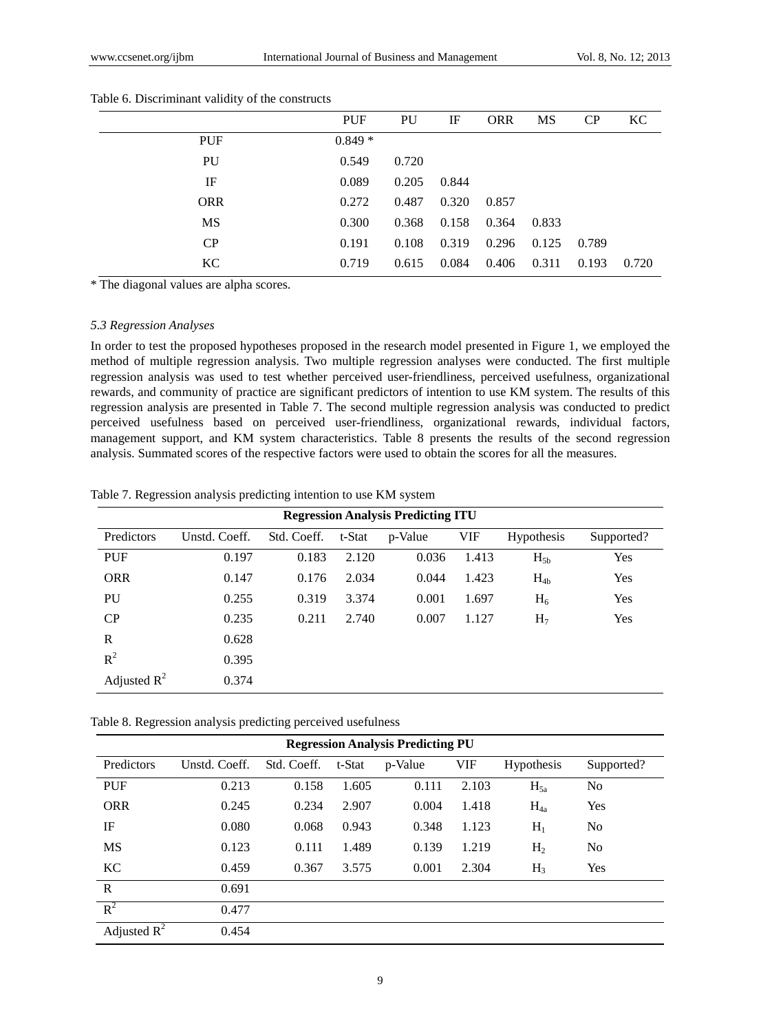Table 6. Discriminant validity of the constructs

| | PUF | PU | IF | ORR | MS | CP | KC |
|---|---|---|---|---|---|---|---|
| PUF | 0.849 * | | | | | | |
| PU | 0.549 | 0.720 | | | | | |
| IF | 0.089 | 0.205 | 0.844 | | | | |
| ORR | 0.272 | 0.487 | 0.320 | 0.857 | | | |
| MS | 0.300 | 0.368 | 0.158 | 0.364 | 0.833 | | |
| CP | 0.191 | 0.108 | 0.319 | 0.296 | 0.125 | 0.789 | |
| KC | 0.719 | 0.615 | 0.084 | 0.406 | 0.311 | 0.193 | 0.720 |

* The diagonal values are alpha scores.

### *5.3 Regression Analyses*

In order to test the proposed hypotheses proposed in the research model presented in Figure 1, we employed the method of multiple regression analysis. Two multiple regression analyses were conducted. The first multiple regression analysis was used to test whether perceived user-friendliness, perceived usefulness, organizational rewards, and community of practice are significant predictors of intention to use KM system. The results of this regression analysis are presented in Table 7. The second multiple regression analysis was conducted to predict perceived usefulness based on perceived user-friendliness, organizational rewards, individual factors, management support, and KM system characteristics. Table 8 presents the results of the second regression analysis. Summated scores of the respective factors were used to obtain the scores for all the measures.

Table 7. Regression analysis predicting intention to use KM system

| **Regression Analysis Predicting ITU** | | | | | | | |
|---|---|---|---|---|---|---|---|
| Predictors | Unstd. Coeff. | Std. Coeff. | t-Stat | p-Value | VIF | Hypothesis | Supported? |
| PUF | 0.197 | 0.183 | 2.120 | 0.036 | 1.413 | $H_{5b}$ | Yes |
| ORR | 0.147 | 0.176 | 2.034 | 0.044 | 1.423 | $H_{4b}$ | Yes |
| PU | 0.255 | 0.319 | 3.374 | 0.001 | 1.697 | $H_6$ | Yes |
| CP | 0.235 | 0.211 | 2.740 | 0.007 | 1.127 | $H_7$ | Yes |
| R | 0.628 | | | | | | |
| $R^2$ | 0.395 | | | | | | |
| Adjusted $R^2$ | 0.374 | | | | | | |

Table 8. Regression analysis predicting perceived usefulness

| **Regression Analysis Predicting PU** | | | | | | | |
|---|---|---|---|---|---|---|---|
| Predictors | Unstd. Coeff. | Std. Coeff. | t-Stat | p-Value | VIF | Hypothesis | Supported? |
| PUF | 0.213 | 0.158 | 1.605 | 0.111 | 2.103 | $H_{5a}$ | No |
| ORR | 0.245 | 0.234 | 2.907 | 0.004 | 1.418 | $H_{4a}$ | Yes |
| IF | 0.080 | 0.068 | 0.943 | 0.348 | 1.123 | $H_1$ | No |
| MS | 0.123 | 0.111 | 1.489 | 0.139 | 1.219 | $H_2$ | No |
| KC | 0.459 | 0.367 | 3.575 | 0.001 | 2.304 | $H_3$ | Yes |
| R | 0.691 | | | | | | |
| $R^2$ | 0.477 | | | | | | |
| Adjusted $R^2$ | 0.454 | | | | | | |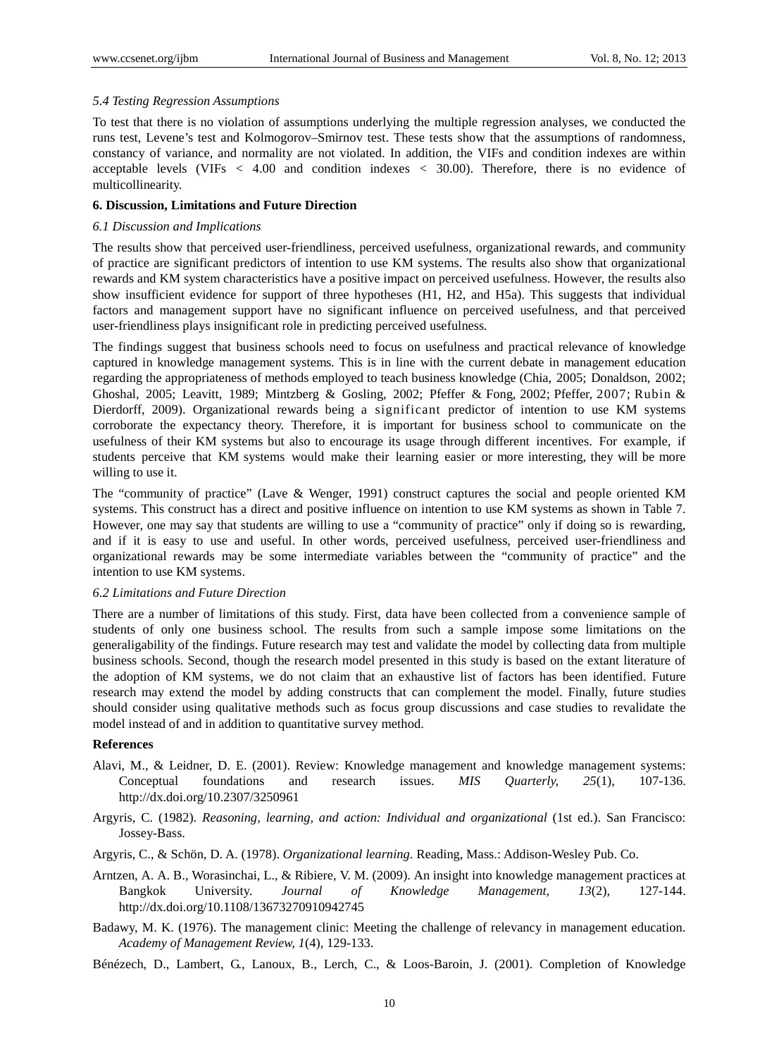### *5.4 Testing Regression Assumptions*

To test that there is no violation of assumptions underlying the multiple regression analyses, we conducted the runs test, Levene's test and Kolmogorov–Smirnov test. These tests show that the assumptions of randomness, constancy of variance, and normality are not violated. In addition, the VIFs and condition indexes are within acceptable levels (VIFs < 4.00 and condition indexes < 30.00). Therefore, there is no evidence of multicollinearity.

## **6. Discussion, Limitations and Future Direction**

### *6.1 Discussion and Implications*

The results show that perceived user-friendliness, perceived usefulness, organizational rewards, and community of practice are significant predictors of intention to use KM systems. The results also show that organizational rewards and KM system characteristics have a positive impact on perceived usefulness. However, the results also show insufficient evidence for support of three hypotheses (H1, H2, and H5a). This suggests that individual factors and management support have no significant influence on perceived usefulness, and that perceived user-friendliness plays insignificant role in predicting perceived usefulness.

The findings suggest that business schools need to focus on usefulness and practical relevance of knowledge captured in knowledge management systems. This is in line with the current debate in management education regarding the appropriateness of methods employed to teach business knowledge (Chia, 2005; Donaldson, 2002; Ghoshal, 2005; Leavitt, 1989; Mintzberg & Gosling, 2002; Pfeffer & Fong, 2002; Pfeffer, 2007; Rubin & Dierdorff, 2009). Organizational rewards being a significant predictor of intention to use KM systems corroborate the expectancy theory. Therefore, it is important for business school to communicate on the usefulness of their KM systems but also to encourage its usage through different incentives. For example, if students perceive that KM systems would make their learning easier or more interesting, they will be more willing to use it.

The "community of practice" (Lave & Wenger, 1991) construct captures the social and people oriented KM systems. This construct has a direct and positive influence on intention to use KM systems as shown in Table 7. However, one may say that students are willing to use a "community of practice" only if doing so is rewarding, and if it is easy to use and useful. In other words, perceived usefulness, perceived user-friendliness and organizational rewards may be some intermediate variables between the "community of practice" and the intention to use KM systems.

### *6.2 Limitations and Future Direction*

There are a number of limitations of this study. First, data have been collected from a convenience sample of students of only one business school. The results from such a sample impose some limitations on the generaligability of the findings. Future research may test and validate the model by collecting data from multiple business schools. Second, though the research model presented in this study is based on the extant literature of the adoption of KM systems, we do not claim that an exhaustive list of factors has been identified. Future research may extend the model by adding constructs that can complement the model. Finally, future studies should consider using qualitative methods such as focus group discussions and case studies to revalidate the model instead of and in addition to quantitative survey method.

## **References**

Alavi, M., & Leidner, D. E. (2001). Review: Knowledge management and knowledge management systems: Conceptual foundations and research issues. *MIS Quarterly, 25*(1), 107-136. http://dx.doi.org/10.2307/3250961

Argyris, C. (1982). *Reasoning, learning, and action: Individual and organizational* (1st ed.). San Francisco: Jossey-Bass.

Argyris, C., & Schön, D. A. (1978). *Organizational learning*. Reading, Mass.: Addison-Wesley Pub. Co.

Arntzen, A. A. B., Worasinchai, L., & Ribiere, V. M. (2009). An insight into knowledge management practices at Bangkok University. *Journal of Knowledge Management, 13*(2), 127-144. http://dx.doi.org/10.1108/13673270910942745

Badawy, M. K. (1976). The management clinic: Meeting the challenge of relevancy in management education. *Academy of Management Review, 1*(4), 129-133.

Bénézech, D., Lambert, G., Lanoux, B., Lerch, C., & Loos-Baroin, J. (2001). Completion of Knowledge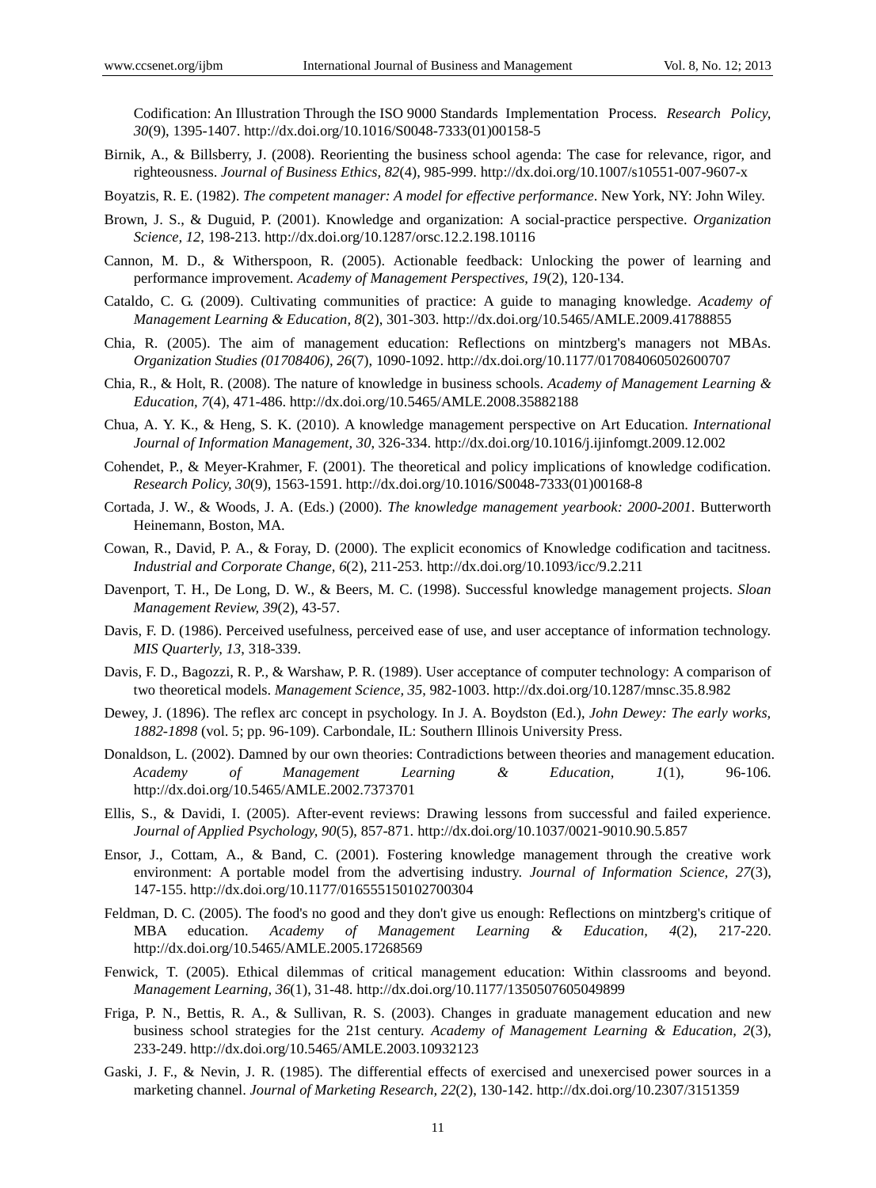Codification: An Illustration Through the ISO 9000 Standards Implementation Process. *Research Policy, 30*(9), 1395-1407. http://dx.doi.org/10.1016/S0048-7333(01)00158-5

Birnik, A., & Billsberry, J. (2008). Reorienting the business school agenda: The case for relevance, rigor, and righteousness. *Journal of Business Ethics, 82*(4), 985-999. http://dx.doi.org/10.1007/s10551-007-9607-x

Boyatzis, R. E. (1982). *The competent manager: A model for effective performance*. New York, NY: John Wiley.

Brown, J. S., & Duguid, P. (2001). Knowledge and organization: A social-practice perspective. *Organization Science, 12*, 198-213. http://dx.doi.org/10.1287/orsc.12.2.198.10116

Cannon, M. D., & Witherspoon, R. (2005). Actionable feedback: Unlocking the power of learning and performance improvement. *Academy of Management Perspectives, 19*(2), 120-134.

Cataldo, C. G. (2009). Cultivating communities of practice: A guide to managing knowledge. *Academy of Management Learning & Education, 8*(2), 301-303. http://dx.doi.org/10.5465/AMLE.2009.41788855

Chia, R. (2005). The aim of management education: Reflections on mintzberg's managers not MBAs. *Organization Studies (01708406), 26*(7), 1090-1092. http://dx.doi.org/10.1177/017084060502600707

Chia, R., & Holt, R. (2008). The nature of knowledge in business schools. *Academy of Management Learning & Education, 7*(4), 471-486. http://dx.doi.org/10.5465/AMLE.2008.35882188

Chua, A. Y. K., & Heng, S. K. (2010). A knowledge management perspective on Art Education. *International Journal of Information Management, 30*, 326-334. http://dx.doi.org/10.1016/j.ijinfomgt.2009.12.002

Cohendet, P., & Meyer-Krahmer, F. (2001). The theoretical and policy implications of knowledge codification. *Research Policy, 30*(9), 1563-1591. http://dx.doi.org/10.1016/S0048-7333(01)00168-8

Cortada, J. W., & Woods, J. A. (Eds.) (2000). *The knowledge management yearbook: 2000-2001*. Butterworth Heinemann, Boston, MA.

Cowan, R., David, P. A., & Foray, D. (2000). The explicit economics of Knowledge codification and tacitness. *Industrial and Corporate Change, 6*(2), 211-253. http://dx.doi.org/10.1093/icc/9.2.211

Davenport, T. H., De Long, D. W., & Beers, M. C. (1998). Successful knowledge management projects. *Sloan Management Review, 39*(2), 43-57.

Davis, F. D. (1986). Perceived usefulness, perceived ease of use, and user acceptance of information technology. *MIS Quarterly, 13*, 318-339.

Davis, F. D., Bagozzi, R. P., & Warshaw, P. R. (1989). User acceptance of computer technology: A comparison of two theoretical models. *Management Science, 35*, 982-1003. http://dx.doi.org/10.1287/mnsc.35.8.982

Dewey, J. (1896). The reflex arc concept in psychology. In J. A. Boydston (Ed.), *John Dewey: The early works, 1882-1898* (vol. 5; pp. 96-109). Carbondale, IL: Southern Illinois University Press.

Donaldson, L. (2002). Damned by our own theories: Contradictions between theories and management education. *Academy of Management Learning & Education, 1*(1), 96-106. http://dx.doi.org/10.5465/AMLE.2002.7373701

Ellis, S., & Davidi, I. (2005). After-event reviews: Drawing lessons from successful and failed experience. *Journal of Applied Psychology, 90*(5), 857-871. http://dx.doi.org/10.1037/0021-9010.90.5.857

Ensor, J., Cottam, A., & Band, C. (2001). Fostering knowledge management through the creative work environment: A portable model from the advertising industry. *Journal of Information Science, 27*(3), 147-155. http://dx.doi.org/10.1177/016555150102700304

Feldman, D. C. (2005). The food's no good and they don't give us enough: Reflections on mintzberg's critique of MBA education. *Academy of Management Learning & Education, 4*(2), 217-220. http://dx.doi.org/10.5465/AMLE.2005.17268569

Fenwick, T. (2005). Ethical dilemmas of critical management education: Within classrooms and beyond. *Management Learning, 36*(1), 31-48. http://dx.doi.org/10.1177/1350507605049899

Friga, P. N., Bettis, R. A., & Sullivan, R. S. (2003). Changes in graduate management education and new business school strategies for the 21st century. *Academy of Management Learning & Education, 2*(3), 233-249. http://dx.doi.org/10.5465/AMLE.2003.10932123

Gaski, J. F., & Nevin, J. R. (1985). The differential effects of exercised and unexercised power sources in a marketing channel. *Journal of Marketing Research, 22*(2), 130-142. http://dx.doi.org/10.2307/3151359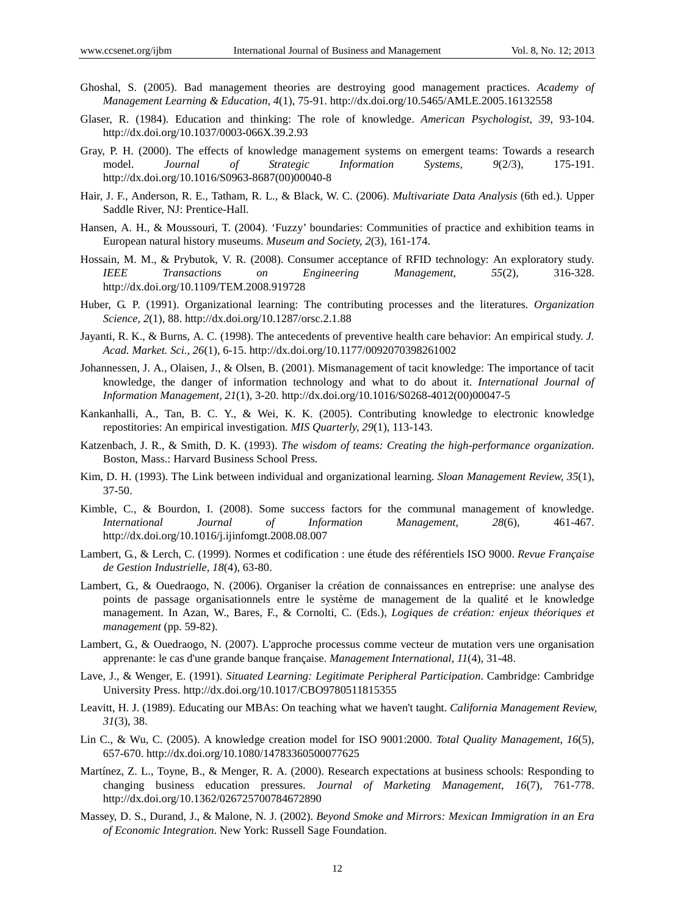Ghoshal, S. (2005). Bad management theories are destroying good management practices. *Academy of Management Learning & Education, 4*(1), 75-91. http://dx.doi.org/10.5465/AMLE.2005.16132558

Glaser, R. (1984). Education and thinking: The role of knowledge. *American Psychologist, 39*, 93-104. http://dx.doi.org/10.1037/0003-066X.39.2.93

Gray, P. H. (2000). The effects of knowledge management systems on emergent teams: Towards a research model. *Journal of Strategic Information Systems, 9*(2/3), 175-191. http://dx.doi.org/10.1016/S0963-8687(00)00040-8

Hair, J. F., Anderson, R. E., Tatham, R. L., & Black, W. C. (2006). *Multivariate Data Analysis* (6th ed.). Upper Saddle River, NJ: Prentice-Hall.

Hansen, A. H., & Moussouri, T. (2004). 'Fuzzy' boundaries: Communities of practice and exhibition teams in European natural history museums. *Museum and Society, 2*(3), 161-174.

Hossain, M. M., & Prybutok, V. R. (2008). Consumer acceptance of RFID technology: An exploratory study. *IEEE Transactions on Engineering Management, 55*(2), 316-328. http://dx.doi.org/10.1109/TEM.2008.919728

Huber, G. P. (1991). Organizational learning: The contributing processes and the literatures. *Organization Science, 2*(1), 88. http://dx.doi.org/10.1287/orsc.2.1.88

Jayanti, R. K., & Burns, A. C. (1998). The antecedents of preventive health care behavior: An empirical study. *J. Acad. Market. Sci., 26*(1), 6-15. http://dx.doi.org/10.1177/0092070398261002

Johannessen, J. A., Olaisen, J., & Olsen, B. (2001). Mismanagement of tacit knowledge: The importance of tacit knowledge, the danger of information technology and what to do about it. *International Journal of Information Management, 21*(1), 3-20. http://dx.doi.org/10.1016/S0268-4012(00)00047-5

Kankanhalli, A., Tan, B. C. Y., & Wei, K. K. (2005). Contributing knowledge to electronic knowledge repostitories: An empirical investigation. *MIS Quarterly, 29*(1), 113-143.

Katzenbach, J. R., & Smith, D. K. (1993). *The wisdom of teams: Creating the high-performance organization.* Boston, Mass.: Harvard Business School Press.

Kim, D. H. (1993). The Link between individual and organizational learning. *Sloan Management Review, 35*(1), 37-50.

Kimble, C., & Bourdon, I. (2008). Some success factors for the communal management of knowledge. *International Journal of Information Management, 28*(6), 461-467. http://dx.doi.org/10.1016/j.ijinfomgt.2008.08.007

Lambert, G., & Lerch, C. (1999). Normes et codification : une étude des référentiels ISO 9000. *Revue Française de Gestion Industrielle, 18*(4), 63-80.

Lambert, G., & Ouedraogo, N. (2006). Organiser la création de connaissances en entreprise: une analyse des points de passage organisationnels entre le système de management de la qualité et le knowledge management. In Azan, W., Bares, F., & Cornolti, C. (Eds.), *Logiques de création: enjeux théoriques et management* (pp. 59-82).

Lambert, G., & Ouedraogo, N. (2007). L'approche processus comme vecteur de mutation vers une organisation apprenante: le cas d'une grande banque française. *Management International, 11*(4), 31-48.

Lave, J., & Wenger, E. (1991). *Situated Learning: Legitimate Peripheral Participation*. Cambridge: Cambridge University Press. http://dx.doi.org/10.1017/CBO9780511815355

Leavitt, H. J. (1989). Educating our MBAs: On teaching what we haven't taught. *California Management Review, 31*(3), 38.

Lin C., & Wu, C. (2005). A knowledge creation model for ISO 9001:2000. *Total Quality Management, 16*(5), 657-670. http://dx.doi.org/10.1080/14783360500077625

Martínez, Z. L., Toyne, B., & Menger, R. A. (2000). Research expectations at business schools: Responding to changing business education pressures. *Journal of Marketing Management, 16*(7), 761-778. http://dx.doi.org/10.1362/026725700784672890

Massey, D. S., Durand, J., & Malone, N. J. (2002). *Beyond Smoke and Mirrors: Mexican Immigration in an Era of Economic Integration*. New York: Russell Sage Foundation.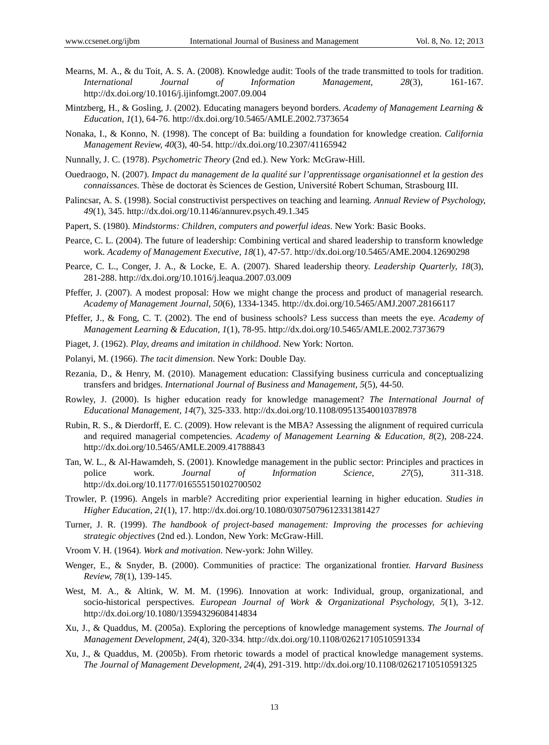Mearns, M. A., & du Toit, A. S. A. (2008). Knowledge audit: Tools of the trade transmitted to tools for tradition. *International Journal of Information Management, 28*(3), 161-167. http://dx.doi.org/10.1016/j.ijinfomgt.2007.09.004

Mintzberg, H., & Gosling, J. (2002). Educating managers beyond borders. *Academy of Management Learning & Education, 1*(1), 64-76. http://dx.doi.org/10.5465/AMLE.2002.7373654

Nonaka, I., & Konno, N. (1998). The concept of Ba: building a foundation for knowledge creation. *California Management Review, 40*(3), 40-54. http://dx.doi.org/10.2307/41165942

Nunnally, J. C. (1978). *Psychometric Theory* (2nd ed.). New York: McGraw-Hill.

Ouedraogo, N. (2007). *Impact du management de la qualité sur l'apprentissage organisationnel et la gestion des connaissances*. Thèse de doctorat ès Sciences de Gestion, Université Robert Schuman, Strasbourg III.

Palincsar, A. S. (1998). Social constructivist perspectives on teaching and learning. *Annual Review of Psychology, 49*(1), 345. http://dx.doi.org/10.1146/annurev.psych.49.1.345

Papert, S. (1980). *Mindstorms: Children, computers and powerful ideas*. New York: Basic Books.

Pearce, C. L. (2004). The future of leadership: Combining vertical and shared leadership to transform knowledge work. *Academy of Management Executive, 18*(1), 47-57. http://dx.doi.org/10.5465/AME.2004.12690298

Pearce, C. L., Conger, J. A., & Locke, E. A. (2007). Shared leadership theory. *Leadership Quarterly, 18*(3), 281-288. http://dx.doi.org/10.1016/j.leaqua.2007.03.009

Pfeffer, J. (2007). A modest proposal: How we might change the process and product of managerial research. *Academy of Management Journal, 50*(6), 1334-1345. http://dx.doi.org/10.5465/AMJ.2007.28166117

Pfeffer, J., & Fong, C. T. (2002). The end of business schools? Less success than meets the eye. *Academy of Management Learning & Education, 1*(1), 78-95. http://dx.doi.org/10.5465/AMLE.2002.7373679

Piaget, J. (1962). *Play, dreams and imitation in childhood*. New York: Norton.

Polanyi, M. (1966). *The tacit dimension*. New York: Double Day.

Rezania, D., & Henry, M. (2010). Management education: Classifying business curricula and conceptualizing transfers and bridges. *International Journal of Business and Management, 5*(5), 44-50.

Rowley, J. (2000). Is higher education ready for knowledge management? *The International Journal of Educational Management, 14*(7), 325-333. http://dx.doi.org/10.1108/09513540010378978

Rubin, R. S., & Dierdorff, E. C. (2009). How relevant is the MBA? Assessing the alignment of required curricula and required managerial competencies. *Academy of Management Learning & Education, 8*(2), 208-224. http://dx.doi.org/10.5465/AMLE.2009.41788843

Tan, W. L., & Al-Hawamdeh, S. (2001). Knowledge management in the public sector: Principles and practices in police work. *Journal of Information Science, 27*(5), 311-318. http://dx.doi.org/10.1177/016555150102700502

Trowler, P. (1996). Angels in marble? Accrediting prior experiential learning in higher education. *Studies in Higher Education, 21*(1), 17. http://dx.doi.org/10.1080/03075079612331381427

Turner, J. R. (1999). *The handbook of project-based management: Improving the processes for achieving strategic objectives* (2nd ed.). London, New York: McGraw-Hill.

Vroom V. H. (1964). *Work and motivation*. New-york: John Willey.

Wenger, E., & Snyder, B. (2000). Communities of practice: The organizational frontier. *Harvard Business Review, 78*(1), 139-145.

West, M. A., & Altink, W. M. M. (1996). Innovation at work: Individual, group, organizational, and socio-historical perspectives. *European Journal of Work & Organizational Psychology, 5*(1), 3-12. http://dx.doi.org/10.1080/13594329608414834

Xu, J., & Quaddus, M. (2005a). Exploring the perceptions of knowledge management systems. *The Journal of Management Development, 24*(4), 320-334. http://dx.doi.org/10.1108/02621710510591334

Xu, J., & Quaddus, M. (2005b). From rhetoric towards a model of practical knowledge management systems. *The Journal of Management Development, 24*(4), 291-319. http://dx.doi.org/10.1108/02621710510591325